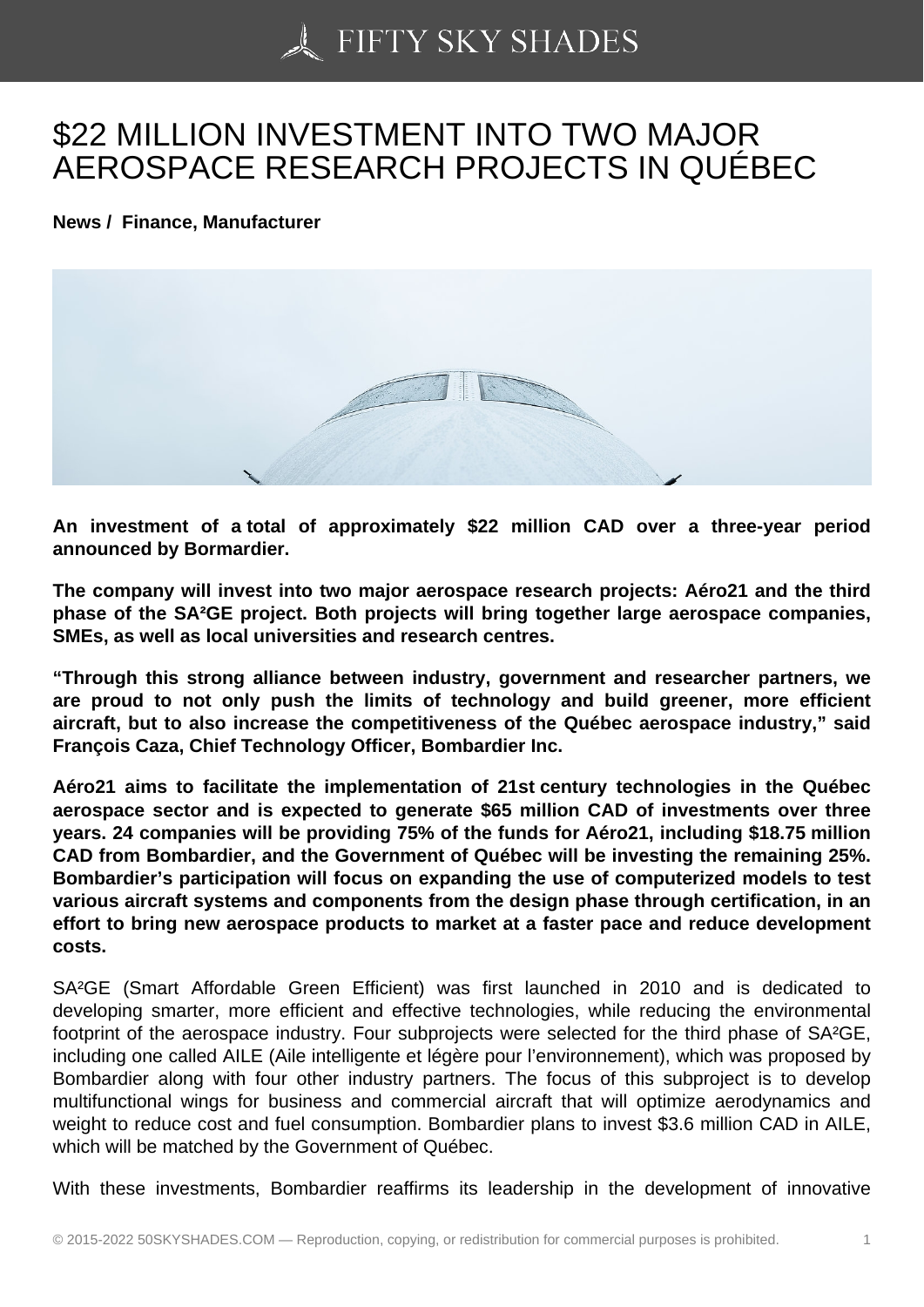# $22 MILLION INVESTMENT INTO TWO MAJOR AEROSPACE RESEARCH PROJECTS IN QUÉBEC

**News / Finance, Manufacturer**

**An investment of a total of approximately $22 million CAD over a three-year period announced by Bormardier.**

**The company will invest into two major aerospace research projects: Aéro21 and the third phase of the SA²GE project. Both projects will bring together large aerospace companies, SMEs, as well as local universities and research centres.**

**"Through this strong alliance between industry, government and researcher partners, we are proud to not only push the limits of technology and build greener, more efficient aircraft, but to also increase the competitiveness of the Québec aerospace industry," said François Caza, Chief Technology Officer, Bombardier Inc.**

**Aéro21 aims to facilitate the implementation of 21st century technologies in the Québec aerospace sector and is expected to generate $65 million CAD of investments over three years. 24 companies will be providing 75% of the funds for Aéro21, including $18.75 million CAD from Bombardier, and the Government of Québec will be investing the remaining 25%. Bombardier's participation will focus on expanding the use of computerized models to test various aircraft systems and components from the design phase through certification, in an effort to bring new aerospace products to market at a faster pace and reduce development costs.**

SA²GE (Smart Affordable Green Efficient) was first launched in 2010 and is dedicated to developing smarter, more efficient and effective technologies, while reducing the environmental footprint of the aerospace industry. Four subprojects were selected for the third phase of SA²GE, including one called AILE (Aile intelligente et légère pour l'environnement), which was proposed by Bombardier along with four other industry partners. The focus of this subproject is to develop multifunctional wings for business and commercial aircraft that will optimize aerodynamics and weight to reduce cost and fuel consumption. Bombardier plans to invest $3.6 million CAD in AILE, which will be matched by the Government of Québec.

With these investments, Bombardier reaffirms its leadership in the development of innovative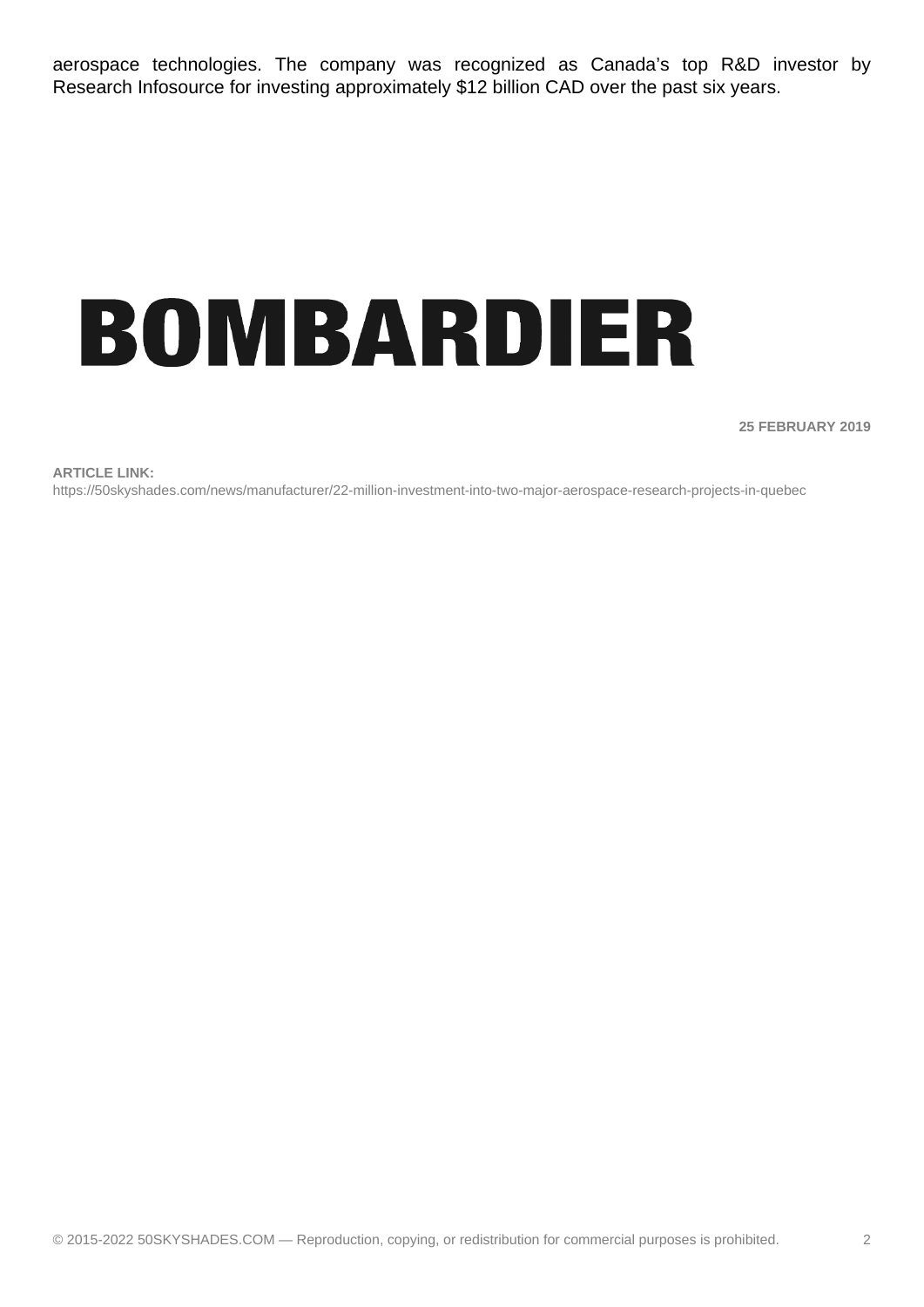aerospace technologies. The company was recognized as Canada's top R&D investor by Research Infosource for investing approximately $12 billion CAD over the past six years.

BOMBARDIER

**25 FEBRUARY 2019**

**ARTICLE LINK:**
https://50skyshades.com/news/manufacturer/22-million-investment-into-two-major-aerospace-research-projects-in-quebec